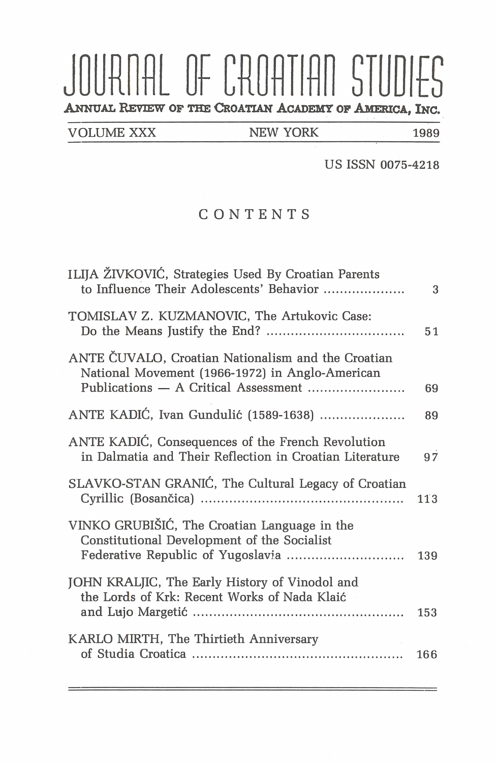# JOURNAL OF CROATIAN STUDIES

ANNUAL REVIEW OF THE CROATIAN ACADEMY OF AMERICA, INC.

VOLUME XXX — NEW YORK — 1989

US ISSN 0075-4218

## CONTENTS

ILIJA ŽIVKOVIĆ, Strategies Used By Croatian Parents to Influence Their Adolescents' Behavior .................... 3

TOMISLAV Z. KUZMANOVIC, The Artukovic Case: Do the Means Justify the End? ................................. 51

ANTE ČUVALO, Croatian Nationalism and the Croatian National Movement (1966-1972) in Anglo-American Publications — A Critical Assessment ........................ 69

ANTE KADIĆ, Ivan Gundulić (1589-1638) .................... 89

ANTE KADIĆ, Consequences of the French Revolution in Dalmatia and Their Reflection in Croatian Literature 97

SLAVKO-STAN GRANIĆ, The Cultural Legacy of Croatian Cyrillic (Bosančica) ................................................ 113

VINKO GRUBIŠIĆ, The Croatian Language in the Constitutional Development of the Socialist Federative Republic of Yugoslavia ............................ 139

JOHN KRALJIC, The Early History of Vinodol and the Lords of Krk: Recent Works of Nada Klaić and Lujo Margetić .................................................. 153

KARLO MIRTH, The Thirtieth Anniversary of Studia Croatica .................................................. 166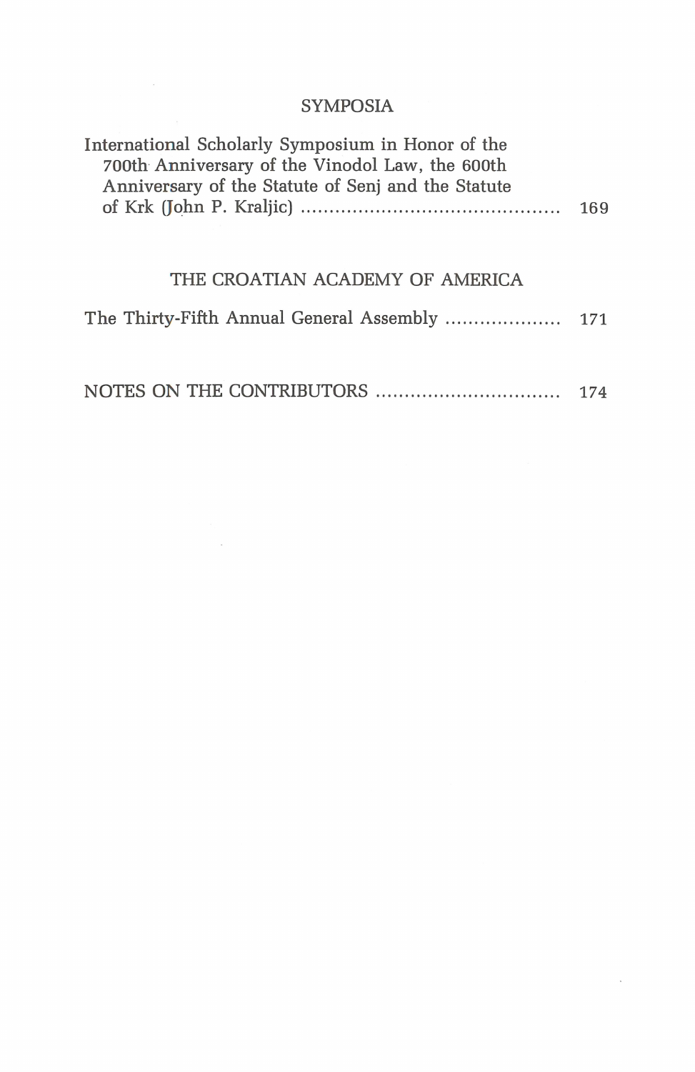## SYMPOSIA

International Scholarly Symposium in Honor of the 700th Anniversary of the Vinodol Law, the 600th Anniversary of the Statute of Senj and the Statute of Krk (John P. Kraljic) ........................................... 169

## THE CROATIAN ACADEMY OF AMERICA

The Thirty-Fifth Annual General Assembly .................... 171

## NOTES ON THE CONTRIBUTORS ............................... 174